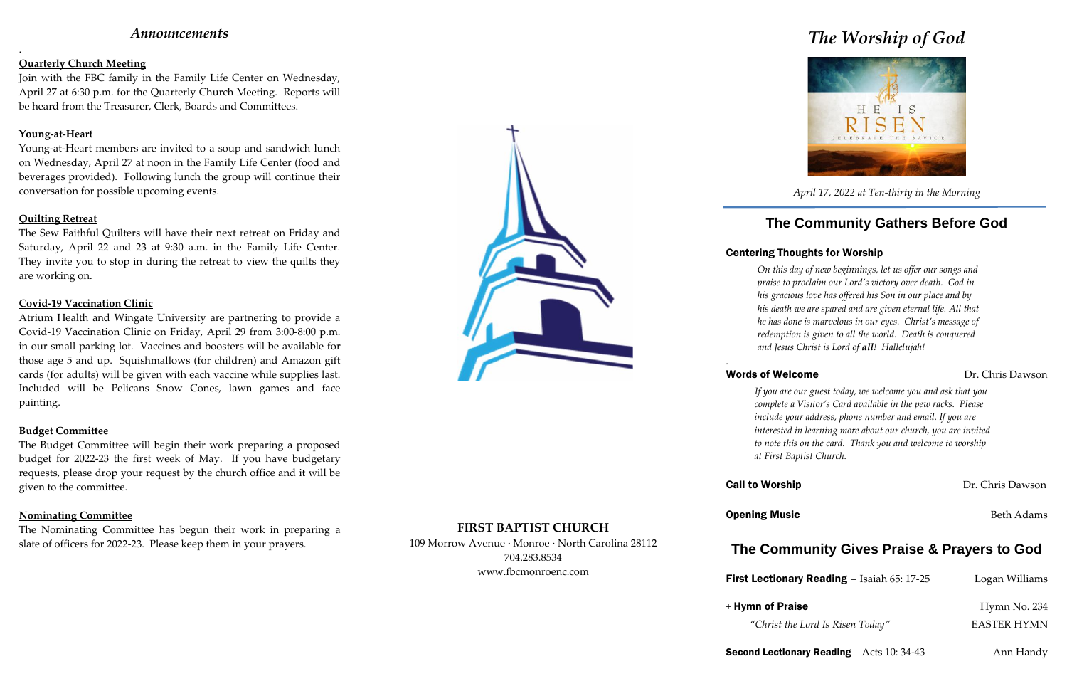## *Announcements*

.

**Quarterly Church Meeting**

Join with the FBC family in the Family Life Center on Wednesday, April 27 at 6:30 p.m. for the Quarterly Church Meeting. Reports will be heard from the Treasurer, Clerk, Boards and Committees.

**Young-at-Heart**

Young-at-Heart members are invited to a soup and sandwich lunch on Wednesday, April 27 at noon in the Family Life Center (food and beverages provided). Following lunch the group will continue their conversation for possible upcoming events.

**Quilting Retreat**

The Sew Faithful Quilters will have their next retreat on Friday and Saturday, April 22 and 23 at 9:30 a.m. in the Family Life Center. They invite you to stop in during the retreat to view the quilts they are working on.

**Covid-19 Vaccination Clinic**

Atrium Health and Wingate University are partnering to provide a Covid-19 Vaccination Clinic on Friday, April 29 from 3:00-8:00 p.m. in our small parking lot. Vaccines and boosters will be available for those age 5 and up. Squishmallows (for children) and Amazon gift cards (for adults) will be given with each vaccine while supplies last. Included will be Pelicans Snow Cones, lawn games and face painting.

**Budget Committee**

The Budget Committee will begin their work preparing a proposed budget for 2022-23 the first week of May. If you have budgetary requests, please drop your request by the church office and it will be given to the committee.

**Nominating Committee**

The Nominating Committee has begun their work in preparing a slate of officers for 2022-23. Please keep them in your prayers.

**FIRST BAPTIST CHURCH**

109 Morrow Avenue · Monroe · North Carolina 28112
704.283.8534
www.fbcmonroenc.com

# *The Worship of God*

HE IS RISEN
CELEBRATE THE SAVIOR

*April 17, 2022 at Ten-thirty in the Morning*

## The Community Gathers Before God

**Centering Thoughts for Worship**

*On this day of new beginnings, let us offer our songs and praise to proclaim our Lord's victory over death. God in his gracious love has offered his Son in our place and by his death we are spared and are given eternal life. All that he has done is marvelous in our eyes. Christ's message of redemption is given to all the world. Death is conquered and Jesus Christ is Lord of **all**! Hallelujah!*

.

**Words of Welcome** — Dr. Chris Dawson

*If you are our guest today, we welcome you and ask that you complete a Visitor's Card available in the pew racks. Please include your address, phone number and email. If you are interested in learning more about our church, you are invited to note this on the card. Thank you and welcome to worship at First Baptist Church.*

**Call to Worship** — Dr. Chris Dawson

**Opening Music** — Beth Adams

## The Community Gives Praise & Prayers to God

**First Lectionary Reading –** Isaiah 65: 17-25 — Logan Williams

+ **Hymn of Praise** — Hymn No. 234

*"Christ the Lord Is Risen Today"* — EASTER HYMN

**Second Lectionary Reading** – Acts 10: 34-43 — Ann Handy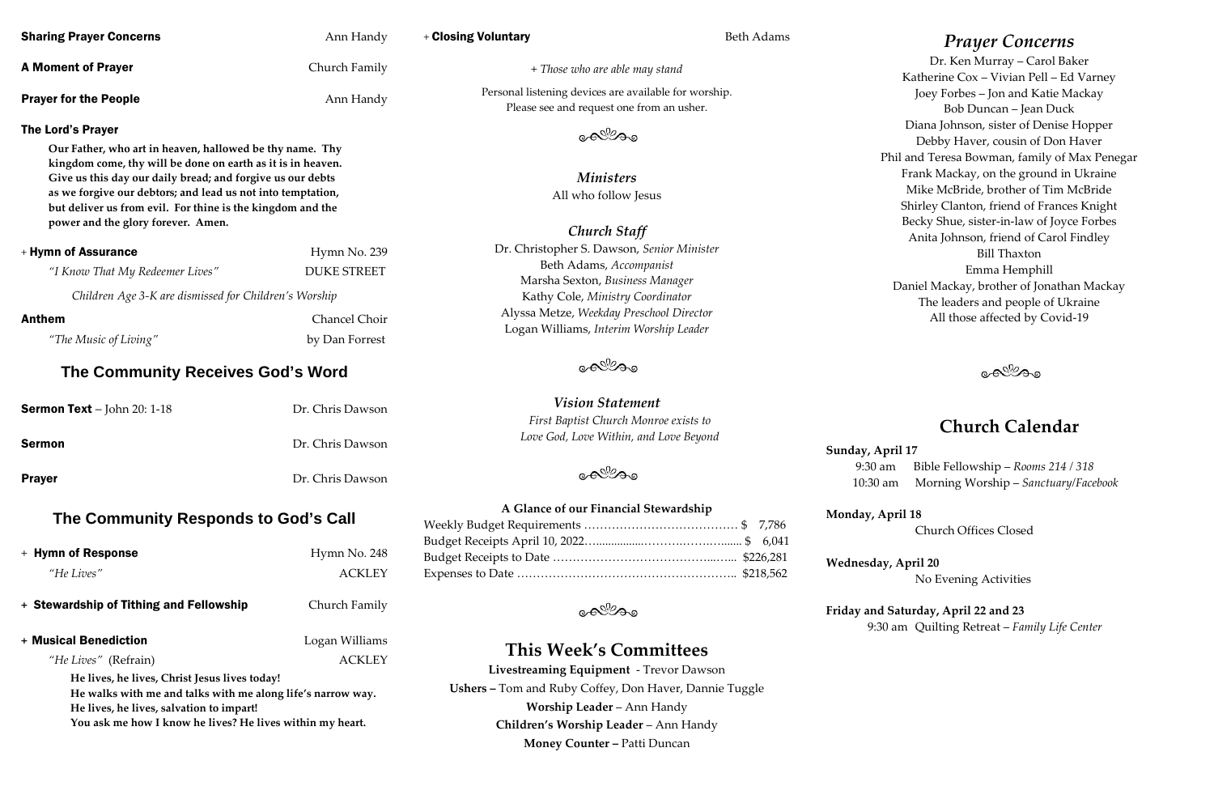**Sharing Prayer Concerns** Ann Handy

**A Moment of Prayer** Church Family

**Prayer for the People** Ann Handy

**The Lord's Prayer**

**Our Father, who art in heaven, hallowed be thy name. Thy kingdom come, thy will be done on earth as it is in heaven. Give us this day our daily bread; and forgive us our debts as we forgive our debtors; and lead us not into temptation, but deliver us from evil. For thine is the kingdom and the power and the glory forever. Amen.**

+ **Hymn of Assurance** Hymn No. 239

*"I Know That My Redeemer Lives"* DUKE STREET

*Children Age 3-K are dismissed for Children's Worship*

**Anthem** Chancel Choir

*"The Music of Living"* by Dan Forrest

## The Community Receives God's Word

**Sermon Text** – John 20: 1-18 Dr. Chris Dawson

**Sermon** Dr. Chris Dawson

**Prayer** Dr. Chris Dawson

## The Community Responds to God's Call

+ **Hymn of Response** Hymn No. 248

*"He Lives"* ACKLEY

+ **Stewardship of Tithing and Fellowship** Church Family

+ **Musical Benediction** Logan Williams

*"He Lives"* (Refrain) ACKLEY

**He lives, he lives, Christ Jesus lives today!**
**He walks with me and talks with me along life's narrow way.**
**He lives, he lives, salvation to impart!**
**You ask me how I know he lives? He lives within my heart.**

+ **Closing Voluntary** Beth Adams

*+ Those who are able may stand*

Personal listening devices are available for worship.
Please see and request one from an usher.

### *Ministers*

All who follow Jesus

### *Church Staff*

Dr. Christopher S. Dawson, *Senior Minister*
Beth Adams, *Accompanist*
Marsha Sexton, *Business Manager*
Kathy Cole, *Ministry Coordinator*
Alyssa Metze, *Weekday Preschool Director*
Logan Williams, *Interim Worship Leader*

### *Vision Statement*

*First Baptist Church Monroe exists to*
*Love God, Love Within, and Love Beyond*

**A Glance of our Financial Stewardship**

| | |
|---|---|
| Weekly Budget Requirements | $ 7,786 |
| Budget Receipts April 10, 2022 | $ 6,041 |
| Budget Receipts to Date | $226,281 |
| Expenses to Date | $218,562 |

## This Week's Committees

**Livestreaming Equipment** - Trevor Dawson
**Ushers –** Tom and Ruby Coffey, Don Haver, Dannie Tuggle
**Worship Leader** – Ann Handy
**Children's Worship Leader** – Ann Handy
**Money Counter –** Patti Duncan

## *Prayer Concerns*

Dr. Ken Murray – Carol Baker
Katherine Cox – Vivian Pell – Ed Varney
Joey Forbes – Jon and Katie Mackay
Bob Duncan – Jean Duck
Diana Johnson, sister of Denise Hopper
Debby Haver, cousin of Don Haver
Phil and Teresa Bowman, family of Max Penegar
Frank Mackay, on the ground in Ukraine
Mike McBride, brother of Tim McBride
Shirley Clanton, friend of Frances Knight
Becky Shue, sister-in-law of Joyce Forbes
Anita Johnson, friend of Carol Findley
Bill Thaxton
Emma Hemphill
Daniel Mackay, brother of Jonathan Mackay
The leaders and people of Ukraine
All those affected by Covid-19

## Church Calendar

**Sunday, April 17**
9:30 am Bible Fellowship – *Rooms 214 / 318*
10:30 am Morning Worship – *Sanctuary/Facebook*

**Monday, April 18**
Church Offices Closed

**Wednesday, April 20**
No Evening Activities

**Friday and Saturday, April 22 and 23**
9:30 am Quilting Retreat – *Family Life Center*